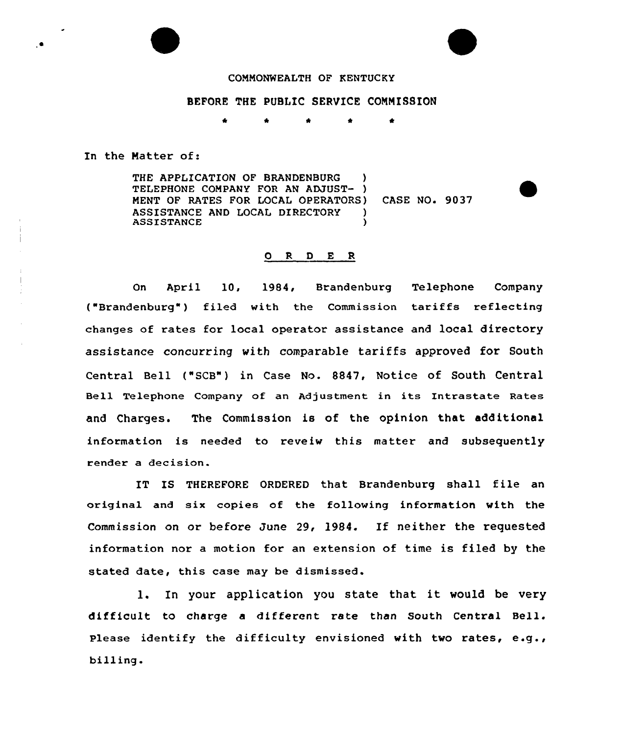COMMONWEALTH OF KENTUCKY

BEFORE THE PUBLIC SERVICE COMMISSION

\* \* \* \* \*

In the Matter of:

THE APPLICATION OF BRANDENBURG TELEPHONE COMPANY FOR AN ADJUSTMENT OF RATES FOR LOCAL OPERATORS ASSISTANCE AND LOCAL DIRECTORY ASSISTANCE ) CASE NO. 9037

## O R D E R

On April 10, 1984, Brandenburg Telephone Company ("Brandenburg") filed with the Commission tariffs reflecting changes of rates for local operator assistance and local directory assistance concurring with comparable tariffs approved for South Central Bell ("SCB") in Case No. 8847, Notice of South Central Bell Telephone Company of an Adjustment in its Intrastate Rates and Charges. The Commission is of the opinion that additional information is needed to reveiw this matter and subsequently render a decision.

IT IS THEREFORE ORDERED that Brandenburg shall file an original and six copies of the following information with the Commission on or before June 29, 1984. If neither the requested information nor a motion for an extension of time is filed by the stated date, this case may be dismissed.

1. In your application you state that it would be very difficult to charge a different rate than South Central Bell. Please identify the difficulty envisioned with two rates, e.g., billing.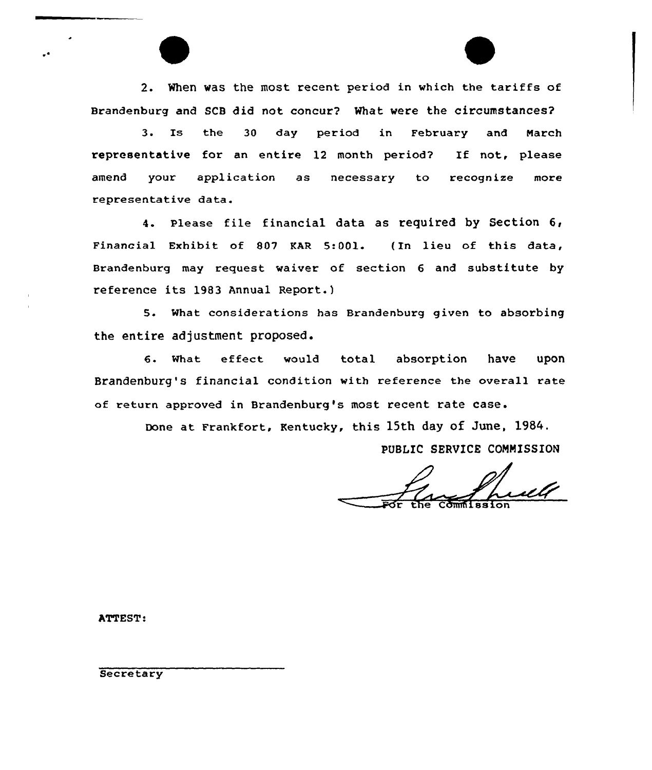2. When was the most recent period in which the tariffs of Brandenburg and SCB did not concur? What were the circumstances?

3. Is the 30 day period in February and March representative for an entire 12 month period? If not, please amend your application as necessary to recognize more representative data.

4. Please file financial data as required by Section 6, Financial Exhibit of 807 KAR 5:001. (In lieu of this data, Brandenburg may request waiver of section 6 and substitute by reference its 1983 Annual Report.)

5. What considerations has Brandenburg given to absorbing the entire adjustment proposed.

6. What effect would total absorption have upon Brandenburg's financial condition with reference the overall rate of return approved in Brandenburg's most recent rate case.

Done at Frankfort, Kentucky, this 15th day of June, 1984.

PUBLIC SERVICE COMMISSION

For the Commission

ATTEST:

Secretary